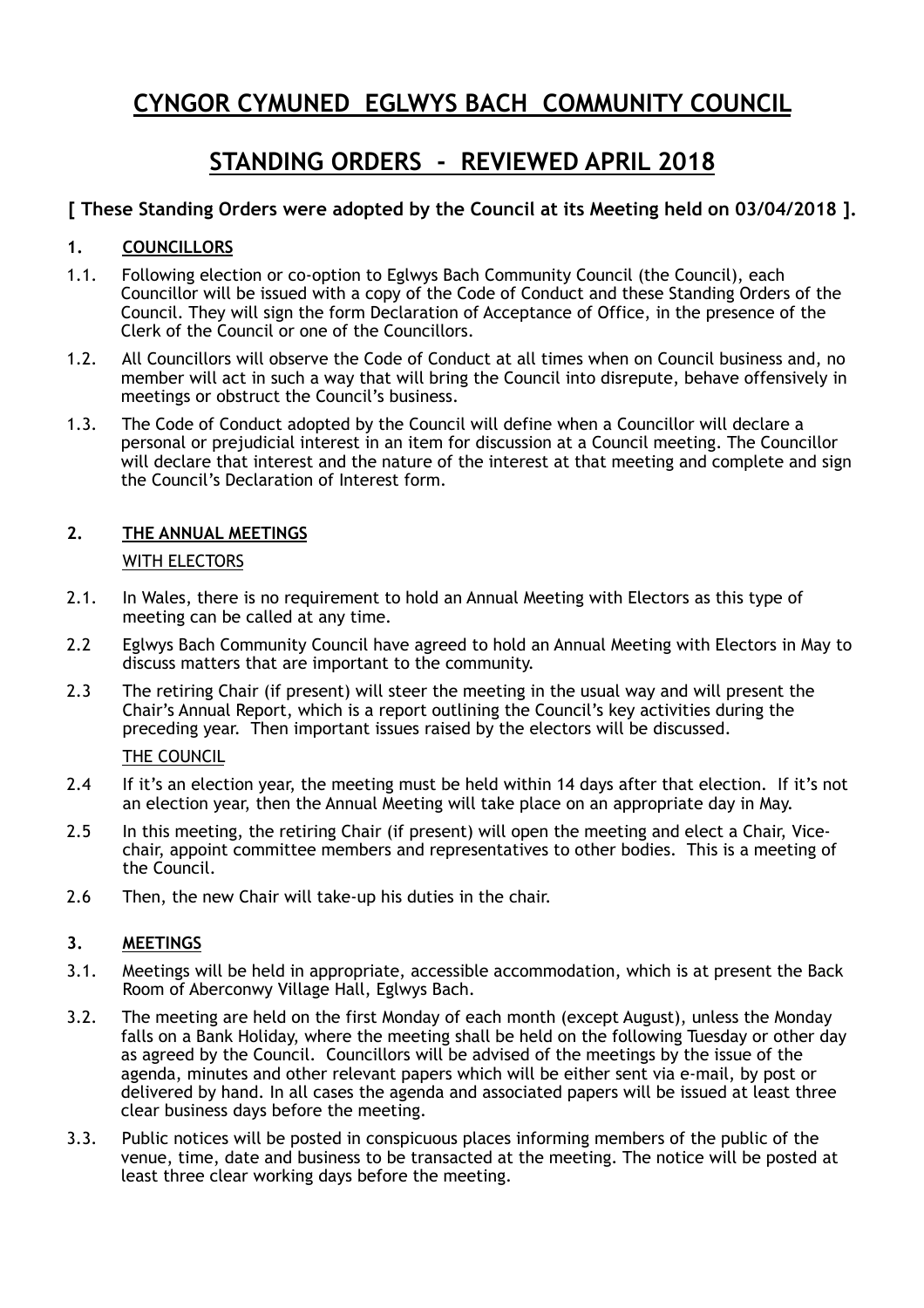# CYNGOR CYMUNED EGLWYS BACH COMMUNITY COUNCIL

# STANDING ORDERS - REVIEWED APRIL 2018

**[ These Standing Orders were adopted by the Council at its Meeting held on 03/04/2018 ].**

## 1. COUNCILLORS

1.1. Following election or co-option to Eglwys Bach Community Council (the Council), each Councillor will be issued with a copy of the Code of Conduct and these Standing Orders of the Council. They will sign the form Declaration of Acceptance of Office, in the presence of the Clerk of the Council or one of the Councillors.

1.2. All Councillors will observe the Code of Conduct at all times when on Council business and, no member will act in such a way that will bring the Council into disrepute, behave offensively in meetings or obstruct the Council's business.

1.3. The Code of Conduct adopted by the Council will define when a Councillor will declare a personal or prejudicial interest in an item for discussion at a Council meeting. The Councillor will declare that interest and the nature of the interest at that meeting and complete and sign the Council's Declaration of Interest form.

## 2. THE ANNUAL MEETINGS

WITH ELECTORS

2.1. In Wales, there is no requirement to hold an Annual Meeting with Electors as this type of meeting can be called at any time.

2.2 Eglwys Bach Community Council have agreed to hold an Annual Meeting with Electors in May to discuss matters that are important to the community.

2.3 The retiring Chair (if present) will steer the meeting in the usual way and will present the Chair's Annual Report, which is a report outlining the Council's key activities during the preceding year. Then important issues raised by the electors will be discussed.

THE COUNCIL

2.4 If it's an election year, the meeting must be held within 14 days after that election. If it's not an election year, then the Annual Meeting will take place on an appropriate day in May.

2.5 In this meeting, the retiring Chair (if present) will open the meeting and elect a Chair, Vice-chair, appoint committee members and representatives to other bodies. This is a meeting of the Council.

2.6 Then, the new Chair will take-up his duties in the chair.

## 3. MEETINGS

3.1. Meetings will be held in appropriate, accessible accommodation, which is at present the Back Room of Aberconwy Village Hall, Eglwys Bach.

3.2. The meeting are held on the first Monday of each month (except August), unless the Monday falls on a Bank Holiday, where the meeting shall be held on the following Tuesday or other day as agreed by the Council. Councillors will be advised of the meetings by the issue of the agenda, minutes and other relevant papers which will be either sent via e-mail, by post or delivered by hand. In all cases the agenda and associated papers will be issued at least three clear business days before the meeting.

3.3. Public notices will be posted in conspicuous places informing members of the public of the venue, time, date and business to be transacted at the meeting. The notice will be posted at least three clear working days before the meeting.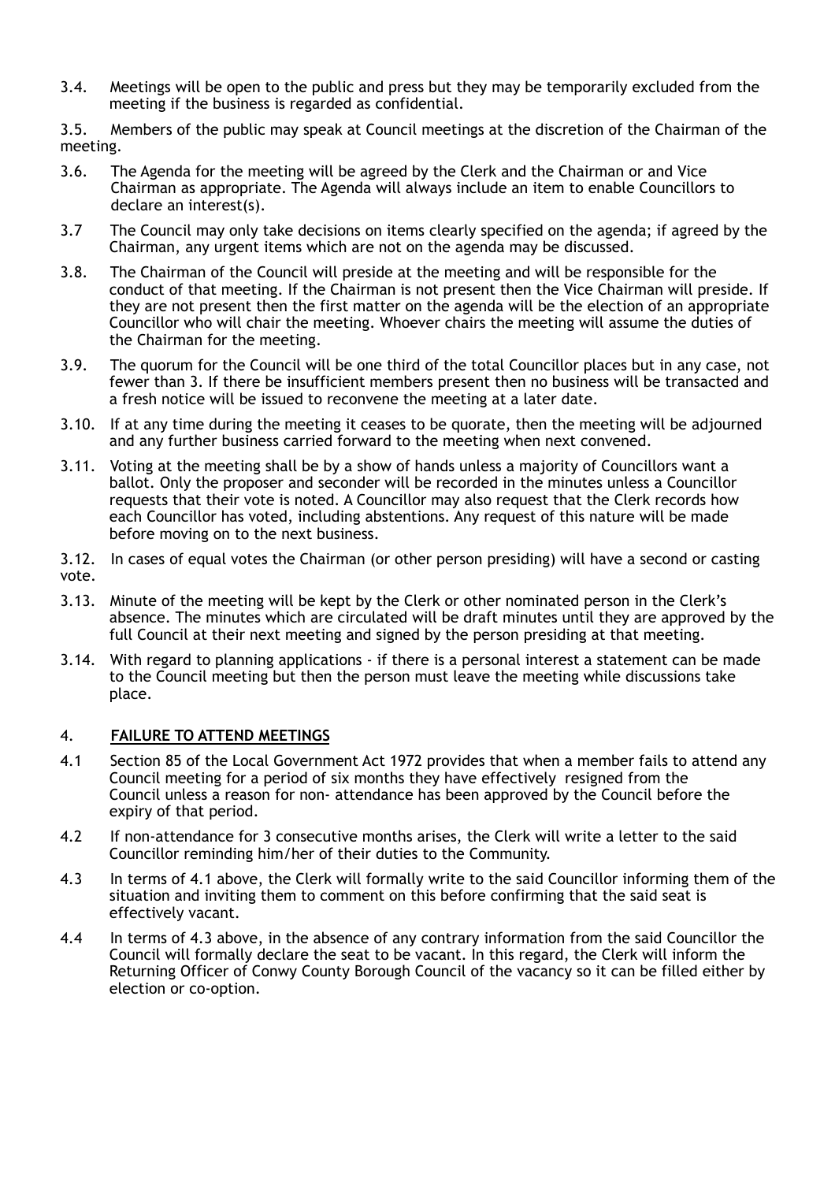3.4. Meetings will be open to the public and press but they may be temporarily excluded from the meeting if the business is regarded as confidential.

3.5. Members of the public may speak at Council meetings at the discretion of the Chairman of the meeting.

3.6. The Agenda for the meeting will be agreed by the Clerk and the Chairman or and Vice Chairman as appropriate. The Agenda will always include an item to enable Councillors to declare an interest(s).

3.7 The Council may only take decisions on items clearly specified on the agenda; if agreed by the Chairman, any urgent items which are not on the agenda may be discussed.

3.8. The Chairman of the Council will preside at the meeting and will be responsible for the conduct of that meeting. If the Chairman is not present then the Vice Chairman will preside. If they are not present then the first matter on the agenda will be the election of an appropriate Councillor who will chair the meeting. Whoever chairs the meeting will assume the duties of the Chairman for the meeting.

3.9. The quorum for the Council will be one third of the total Councillor places but in any case, not fewer than 3. If there be insufficient members present then no business will be transacted and a fresh notice will be issued to reconvene the meeting at a later date.

3.10. If at any time during the meeting it ceases to be quorate, then the meeting will be adjourned and any further business carried forward to the meeting when next convened.

3.11. Voting at the meeting shall be by a show of hands unless a majority of Councillors want a ballot. Only the proposer and seconder will be recorded in the minutes unless a Councillor requests that their vote is noted. A Councillor may also request that the Clerk records how each Councillor has voted, including abstentions. Any request of this nature will be made before moving on to the next business.

3.12. In cases of equal votes the Chairman (or other person presiding) will have a second or casting vote.

3.13. Minute of the meeting will be kept by the Clerk or other nominated person in the Clerk's absence. The minutes which are circulated will be draft minutes until they are approved by the full Council at their next meeting and signed by the person presiding at that meeting.

3.14. With regard to planning applications - if there is a personal interest a statement can be made to the Council meeting but then the person must leave the meeting while discussions take place.

## 4. **FAILURE TO ATTEND MEETINGS**

4.1 Section 85 of the Local Government Act 1972 provides that when a member fails to attend any Council meeting for a period of six months they have effectively resigned from the Council unless a reason for non- attendance has been approved by the Council before the expiry of that period.

4.2 If non-attendance for 3 consecutive months arises, the Clerk will write a letter to the said Councillor reminding him/her of their duties to the Community.

4.3 In terms of 4.1 above, the Clerk will formally write to the said Councillor informing them of the situation and inviting them to comment on this before confirming that the said seat is effectively vacant.

4.4 In terms of 4.3 above, in the absence of any contrary information from the said Councillor the Council will formally declare the seat to be vacant. In this regard, the Clerk will inform the Returning Officer of Conwy County Borough Council of the vacancy so it can be filled either by election or co-option.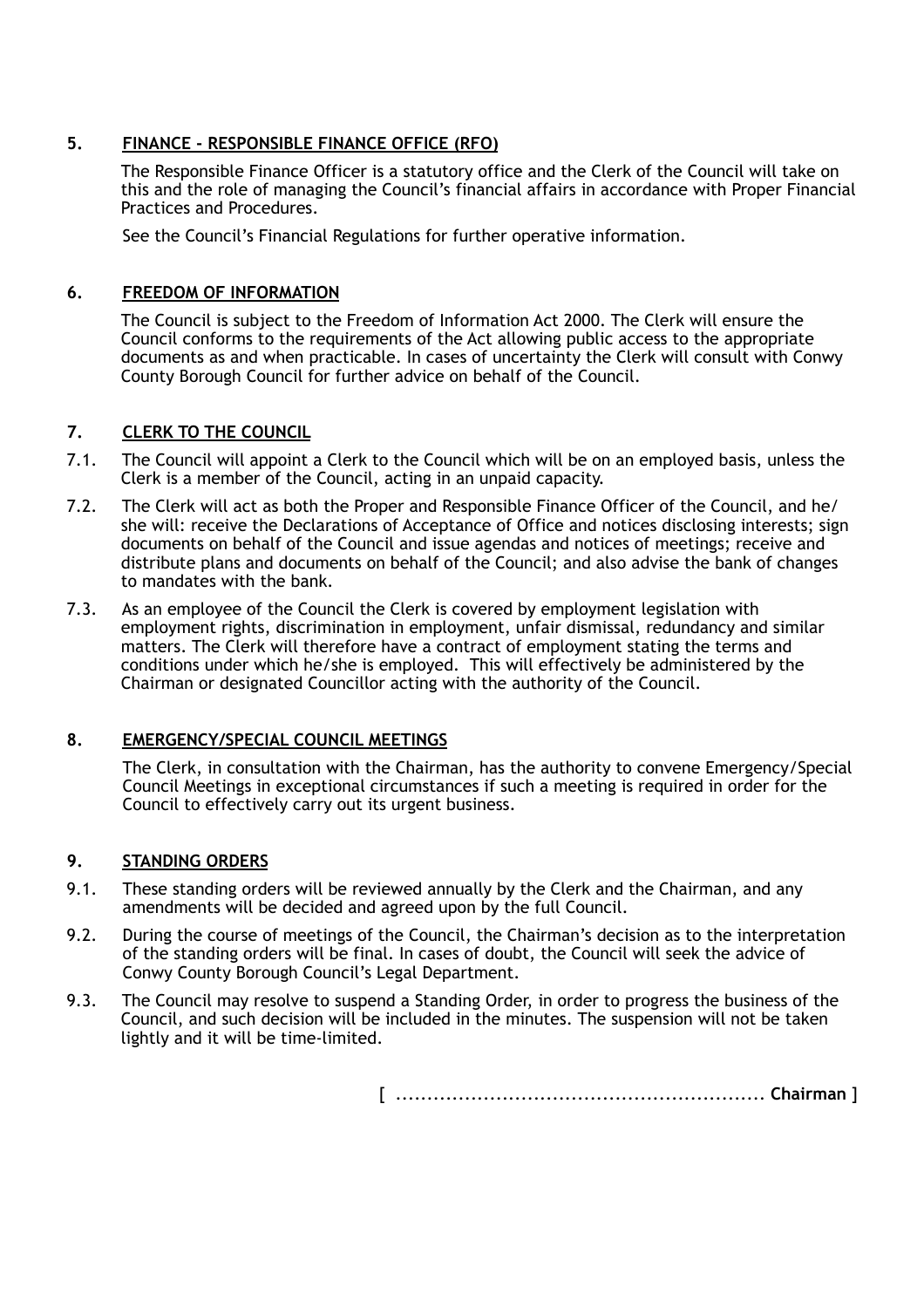## 5. FINANCE - RESPONSIBLE FINANCE OFFICE (RFO)

The Responsible Finance Officer is a statutory office and the Clerk of the Council will take on this and the role of managing the Council's financial affairs in accordance with Proper Financial Practices and Procedures.

See the Council's Financial Regulations for further operative information.

## 6. FREEDOM OF INFORMATION

The Council is subject to the Freedom of Information Act 2000. The Clerk will ensure the Council conforms to the requirements of the Act allowing public access to the appropriate documents as and when practicable. In cases of uncertainty the Clerk will consult with Conwy County Borough Council for further advice on behalf of the Council.

## 7. CLERK TO THE COUNCIL

7.1. The Council will appoint a Clerk to the Council which will be on an employed basis, unless the Clerk is a member of the Council, acting in an unpaid capacity.

7.2. The Clerk will act as both the Proper and Responsible Finance Officer of the Council, and he/she will: receive the Declarations of Acceptance of Office and notices disclosing interests; sign documents on behalf of the Council and issue agendas and notices of meetings; receive and distribute plans and documents on behalf of the Council; and also advise the bank of changes to mandates with the bank.

7.3. As an employee of the Council the Clerk is covered by employment legislation with employment rights, discrimination in employment, unfair dismissal, redundancy and similar matters. The Clerk will therefore have a contract of employment stating the terms and conditions under which he/she is employed. This will effectively be administered by the Chairman or designated Councillor acting with the authority of the Council.

## 8. EMERGENCY/SPECIAL COUNCIL MEETINGS

The Clerk, in consultation with the Chairman, has the authority to convene Emergency/Special Council Meetings in exceptional circumstances if such a meeting is required in order for the Council to effectively carry out its urgent business.

## 9. STANDING ORDERS

9.1. These standing orders will be reviewed annually by the Clerk and the Chairman, and any amendments will be decided and agreed upon by the full Council.

9.2. During the course of meetings of the Council, the Chairman's decision as to the interpretation of the standing orders will be final. In cases of doubt, the Council will seek the advice of Conwy County Borough Council's Legal Department.

9.3. The Council may resolve to suspend a Standing Order, in order to progress the business of the Council, and such decision will be included in the minutes. The suspension will not be taken lightly and it will be time-limited.

[ ............................................................ **Chairman** ]